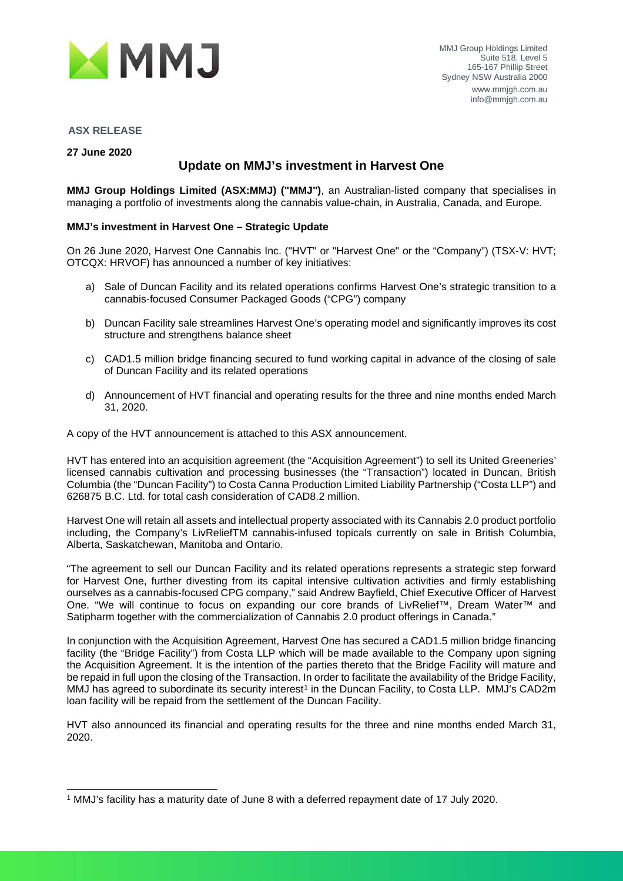MMJ

MMJ Group Holdings Limited
Suite 518, Level 5
165-167 Phillip Street
Sydney NSW Australia 2000
www.mmjgh.com.au
info@mmjgh.com.au

**ASX RELEASE**

**27 June 2020**

# Update on MMJ's investment in Harvest One

**MMJ Group Holdings Limited (ASX:MMJ) ("MMJ")**, an Australian-listed company that specialises in managing a portfolio of investments along the cannabis value-chain, in Australia, Canada, and Europe.

### MMJ's investment in Harvest One – Strategic Update

On 26 June 2020, Harvest One Cannabis Inc. ("HVT" or "Harvest One" or the "Company") (TSX-V: HVT; OTCQX: HRVOF) has announced a number of key initiatives:

a) Sale of Duncan Facility and its related operations confirms Harvest One's strategic transition to a cannabis-focused Consumer Packaged Goods ("CPG") company

b) Duncan Facility sale streamlines Harvest One's operating model and significantly improves its cost structure and strengthens balance sheet

c) CAD1.5 million bridge financing secured to fund working capital in advance of the closing of sale of Duncan Facility and its related operations

d) Announcement of HVT financial and operating results for the three and nine months ended March 31, 2020.

A copy of the HVT announcement is attached to this ASX announcement.

HVT has entered into an acquisition agreement (the "Acquisition Agreement") to sell its United Greeneries' licensed cannabis cultivation and processing businesses (the "Transaction") located in Duncan, British Columbia (the "Duncan Facility") to Costa Canna Production Limited Liability Partnership ("Costa LLP") and 626875 B.C. Ltd. for total cash consideration of CAD8.2 million.

Harvest One will retain all assets and intellectual property associated with its Cannabis 2.0 product portfolio including, the Company's LivReliefTM cannabis-infused topicals currently on sale in British Columbia, Alberta, Saskatchewan, Manitoba and Ontario.

"The agreement to sell our Duncan Facility and its related operations represents a strategic step forward for Harvest One, further divesting from its capital intensive cultivation activities and firmly establishing ourselves as a cannabis-focused CPG company," said Andrew Bayfield, Chief Executive Officer of Harvest One. "We will continue to focus on expanding our core brands of LivRelief™, Dream Water™ and Satipharm together with the commercialization of Cannabis 2.0 product offerings in Canada."

In conjunction with the Acquisition Agreement, Harvest One has secured a CAD1.5 million bridge financing facility (the "Bridge Facility") from Costa LLP which will be made available to the Company upon signing the Acquisition Agreement. It is the intention of the parties thereto that the Bridge Facility will mature and be repaid in full upon the closing of the Transaction. In order to facilitate the availability of the Bridge Facility, MMJ has agreed to subordinate its security interest[1] in the Duncan Facility, to Costa LLP. MMJ's CAD2m loan facility will be repaid from the settlement of the Duncan Facility.

HVT also announced its financial and operating results for the three and nine months ended March 31, 2020.

---

[1] MMJ's facility has a maturity date of June 8 with a deferred repayment date of 17 July 2020.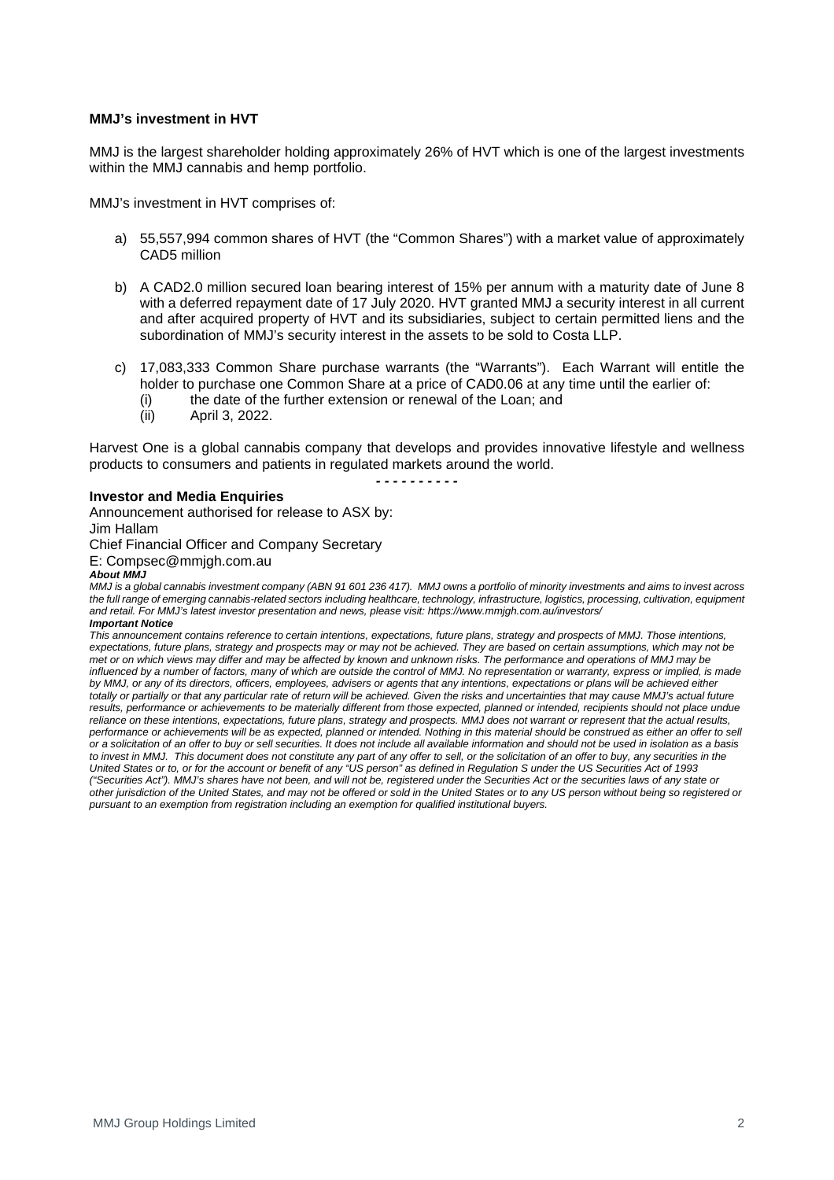**MMJ's investment in HVT**

MMJ is the largest shareholder holding approximately 26% of HVT which is one of the largest investments within the MMJ cannabis and hemp portfolio.

MMJ's investment in HVT comprises of:

a) 55,557,994 common shares of HVT (the "Common Shares") with a market value of approximately CAD5 million

b) A CAD2.0 million secured loan bearing interest of 15% per annum with a maturity date of June 8 with a deferred repayment date of 17 July 2020. HVT granted MMJ a security interest in all current and after acquired property of HVT and its subsidiaries, subject to certain permitted liens and the subordination of MMJ's security interest in the assets to be sold to Costa LLP.

c) 17,083,333 Common Share purchase warrants (the "Warrants"). Each Warrant will entitle the holder to purchase one Common Share at a price of CAD0.06 at any time until the earlier of:
   (i) the date of the further extension or renewal of the Loan; and
   (ii) April 3, 2022.

Harvest One is a global cannabis company that develops and provides innovative lifestyle and wellness products to consumers and patients in regulated markets around the world.

- - - - - - - - - -

**Investor and Media Enquiries**

Announcement authorised for release to ASX by:
Jim Hallam
Chief Financial Officer and Company Secretary
E: Compsec@mmjgh.com.au

***About MMJ***

*MMJ is a global cannabis investment company (ABN 91 601 236 417). MMJ owns a portfolio of minority investments and aims to invest across the full range of emerging cannabis-related sectors including healthcare, technology, infrastructure, logistics, processing, cultivation, equipment and retail. For MMJ's latest investor presentation and news, please visit: https://www.mmjgh.com.au/investors/*

***Important Notice***

*This announcement contains reference to certain intentions, expectations, future plans, strategy and prospects of MMJ. Those intentions, expectations, future plans, strategy and prospects may or may not be achieved. They are based on certain assumptions, which may not be met or on which views may differ and may be affected by known and unknown risks. The performance and operations of MMJ may be influenced by a number of factors, many of which are outside the control of MMJ. No representation or warranty, express or implied, is made by MMJ, or any of its directors, officers, employees, advisers or agents that any intentions, expectations or plans will be achieved either totally or partially or that any particular rate of return will be achieved. Given the risks and uncertainties that may cause MMJ's actual future results, performance or achievements to be materially different from those expected, planned or intended, recipients should not place undue reliance on these intentions, expectations, future plans, strategy and prospects. MMJ does not warrant or represent that the actual results, performance or achievements will be as expected, planned or intended. Nothing in this material should be construed as either an offer to sell or a solicitation of an offer to buy or sell securities. It does not include all available information and should not be used in isolation as a basis to invest in MMJ. This document does not constitute any part of any offer to sell, or the solicitation of an offer to buy, any securities in the United States or to, or for the account or benefit of any "US person" as defined in Regulation S under the US Securities Act of 1993 ("Securities Act"). MMJ's shares have not been, and will not be, registered under the Securities Act or the securities laws of any state or other jurisdiction of the United States, and may not be offered or sold in the United States or to any US person without being so registered or pursuant to an exemption from registration including an exemption for qualified institutional buyers.*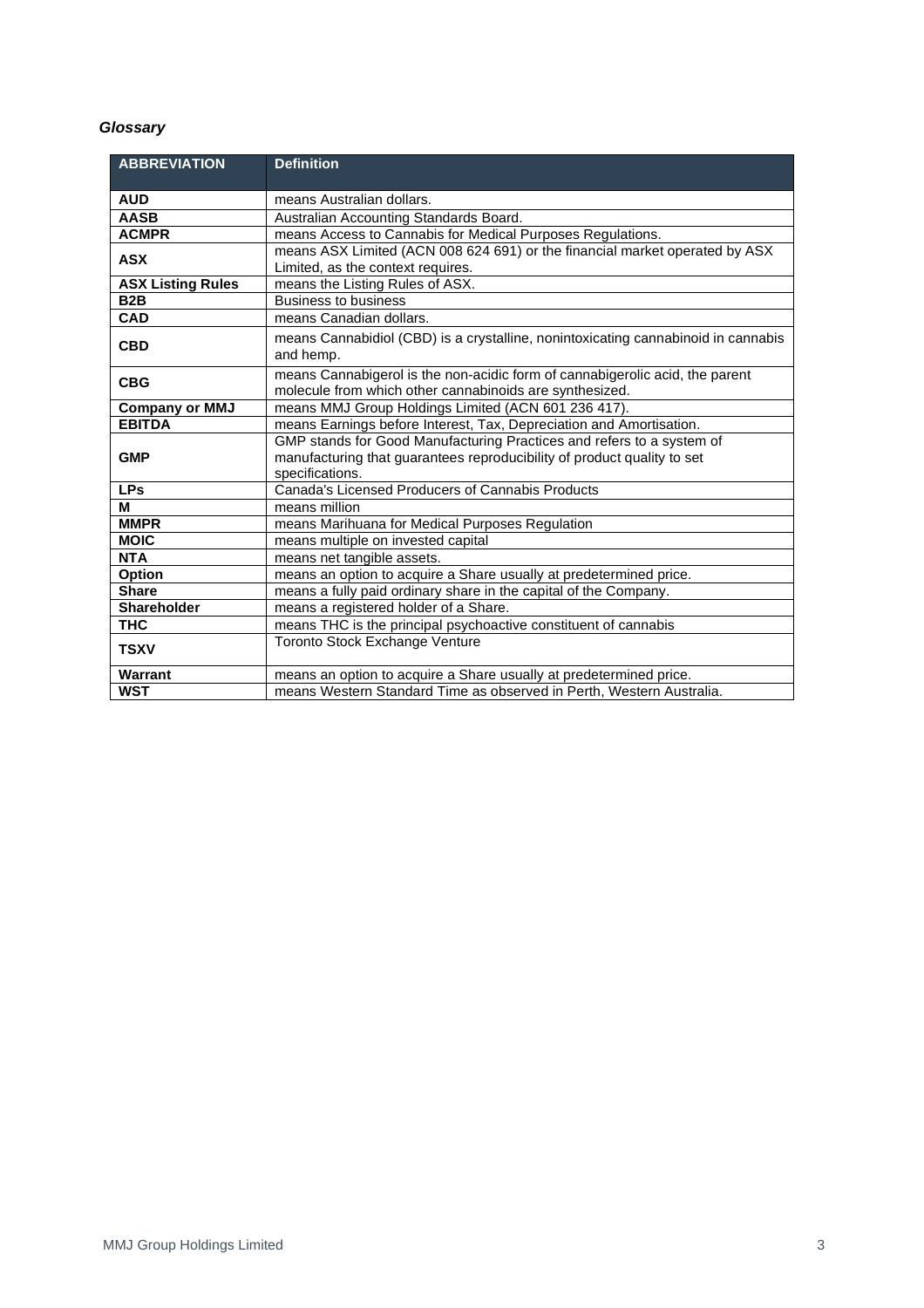***Glossary***

| ABBREVIATION | Definition |
|---|---|
| **AUD** | means Australian dollars. |
| **AASB** | Australian Accounting Standards Board. |
| **ACMPR** | means Access to Cannabis for Medical Purposes Regulations. |
| **ASX** | means ASX Limited (ACN 008 624 691) or the financial market operated by ASX Limited, as the context requires. |
| **ASX Listing Rules** | means the Listing Rules of ASX. |
| **B2B** | Business to business |
| **CAD** | means Canadian dollars. |
| **CBD** | means Cannabidiol (CBD) is a crystalline, nonintoxicating cannabinoid in cannabis and hemp. |
| **CBG** | means Cannabigerol is the non-acidic form of cannabigerolic acid, the parent molecule from which other cannabinoids are synthesized. |
| **Company or MMJ** | means MMJ Group Holdings Limited (ACN 601 236 417). |
| **EBITDA** | means Earnings before Interest, Tax, Depreciation and Amortisation. |
| **GMP** | GMP stands for Good Manufacturing Practices and refers to a system of manufacturing that guarantees reproducibility of product quality to set specifications. |
| **LPs** | Canada's Licensed Producers of Cannabis Products |
| **M** | means million |
| **MMPR** | means Marihuana for Medical Purposes Regulation |
| **MOIC** | means multiple on invested capital |
| **NTA** | means net tangible assets. |
| **Option** | means an option to acquire a Share usually at predetermined price. |
| **Share** | means a fully paid ordinary share in the capital of the Company. |
| **Shareholder** | means a registered holder of a Share. |
| **THC** | means THC is the principal psychoactive constituent of cannabis |
| **TSXV** | Toronto Stock Exchange Venture |
| **Warrant** | means an option to acquire a Share usually at predetermined price. |
| **WST** | means Western Standard Time as observed in Perth, Western Australia. |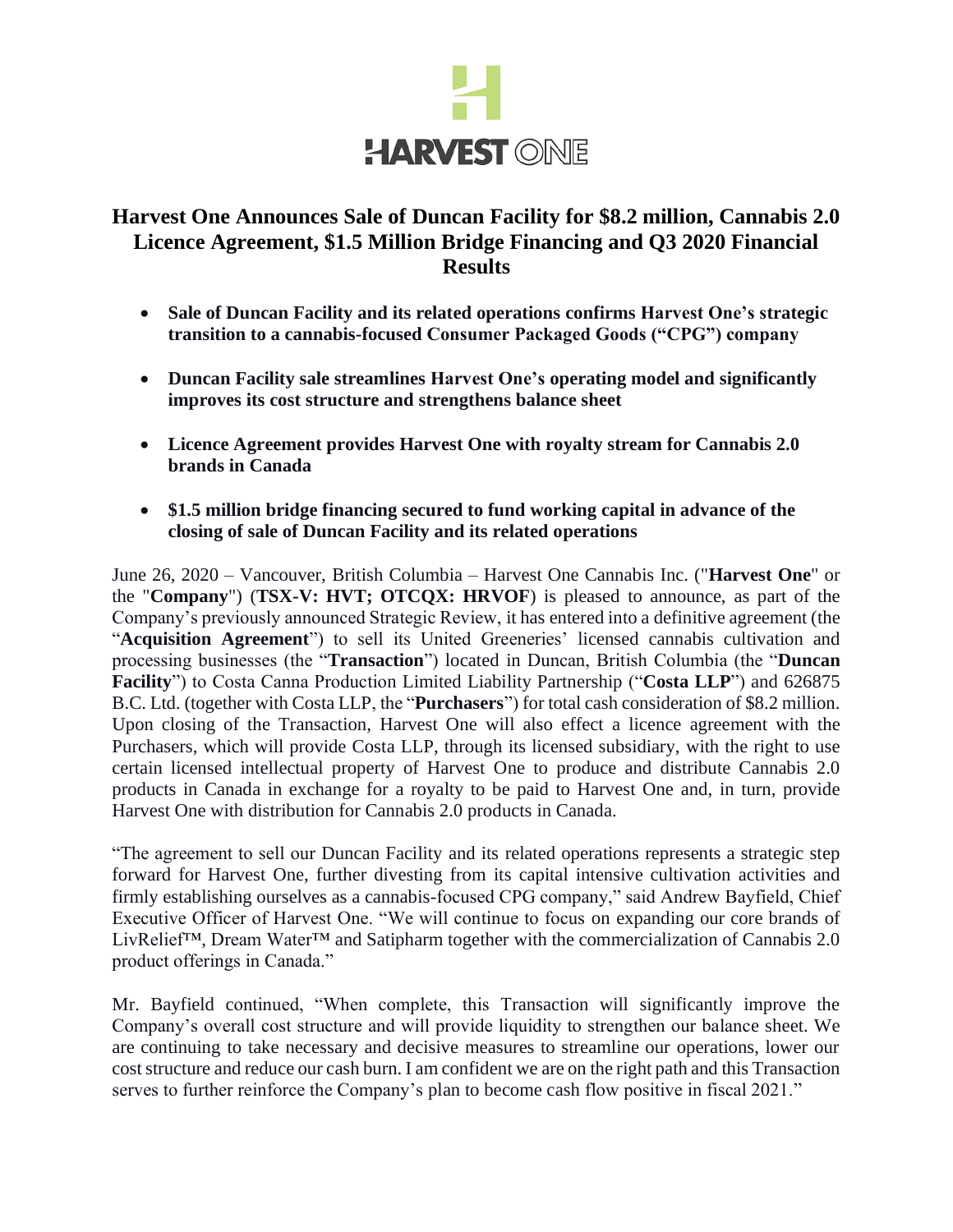# Harvest One Announces Sale of Duncan Facility for $8.2 million, Cannabis 2.0 Licence Agreement, $1.5 Million Bridge Financing and Q3 2020 Financial Results

- **Sale of Duncan Facility and its related operations confirms Harvest One's strategic transition to a cannabis-focused Consumer Packaged Goods ("CPG") company**
- **Duncan Facility sale streamlines Harvest One's operating model and significantly improves its cost structure and strengthens balance sheet**
- **Licence Agreement provides Harvest One with royalty stream for Cannabis 2.0 brands in Canada**
- **$1.5 million bridge financing secured to fund working capital in advance of the closing of sale of Duncan Facility and its related operations**

June 26, 2020 – Vancouver, British Columbia – Harvest One Cannabis Inc. ("**Harvest One**" or the "**Company**") (**TSX-V: HVT; OTCQX: HRVOF**) is pleased to announce, as part of the Company's previously announced Strategic Review, it has entered into a definitive agreement (the "**Acquisition Agreement**") to sell its United Greeneries' licensed cannabis cultivation and processing businesses (the "**Transaction**") located in Duncan, British Columbia (the "**Duncan Facility**") to Costa Canna Production Limited Liability Partnership ("**Costa LLP**") and 626875 B.C. Ltd. (together with Costa LLP, the "**Purchasers**") for total cash consideration of $8.2 million. Upon closing of the Transaction, Harvest One will also effect a licence agreement with the Purchasers, which will provide Costa LLP, through its licensed subsidiary, with the right to use certain licensed intellectual property of Harvest One to produce and distribute Cannabis 2.0 products in Canada in exchange for a royalty to be paid to Harvest One and, in turn, provide Harvest One with distribution for Cannabis 2.0 products in Canada.

"The agreement to sell our Duncan Facility and its related operations represents a strategic step forward for Harvest One, further divesting from its capital intensive cultivation activities and firmly establishing ourselves as a cannabis-focused CPG company," said Andrew Bayfield, Chief Executive Officer of Harvest One. "We will continue to focus on expanding our core brands of LivRelief™, Dream Water™ and Satipharm together with the commercialization of Cannabis 2.0 product offerings in Canada."

Mr. Bayfield continued, "When complete, this Transaction will significantly improve the Company's overall cost structure and will provide liquidity to strengthen our balance sheet. We are continuing to take necessary and decisive measures to streamline our operations, lower our cost structure and reduce our cash burn. I am confident we are on the right path and this Transaction serves to further reinforce the Company's plan to become cash flow positive in fiscal 2021."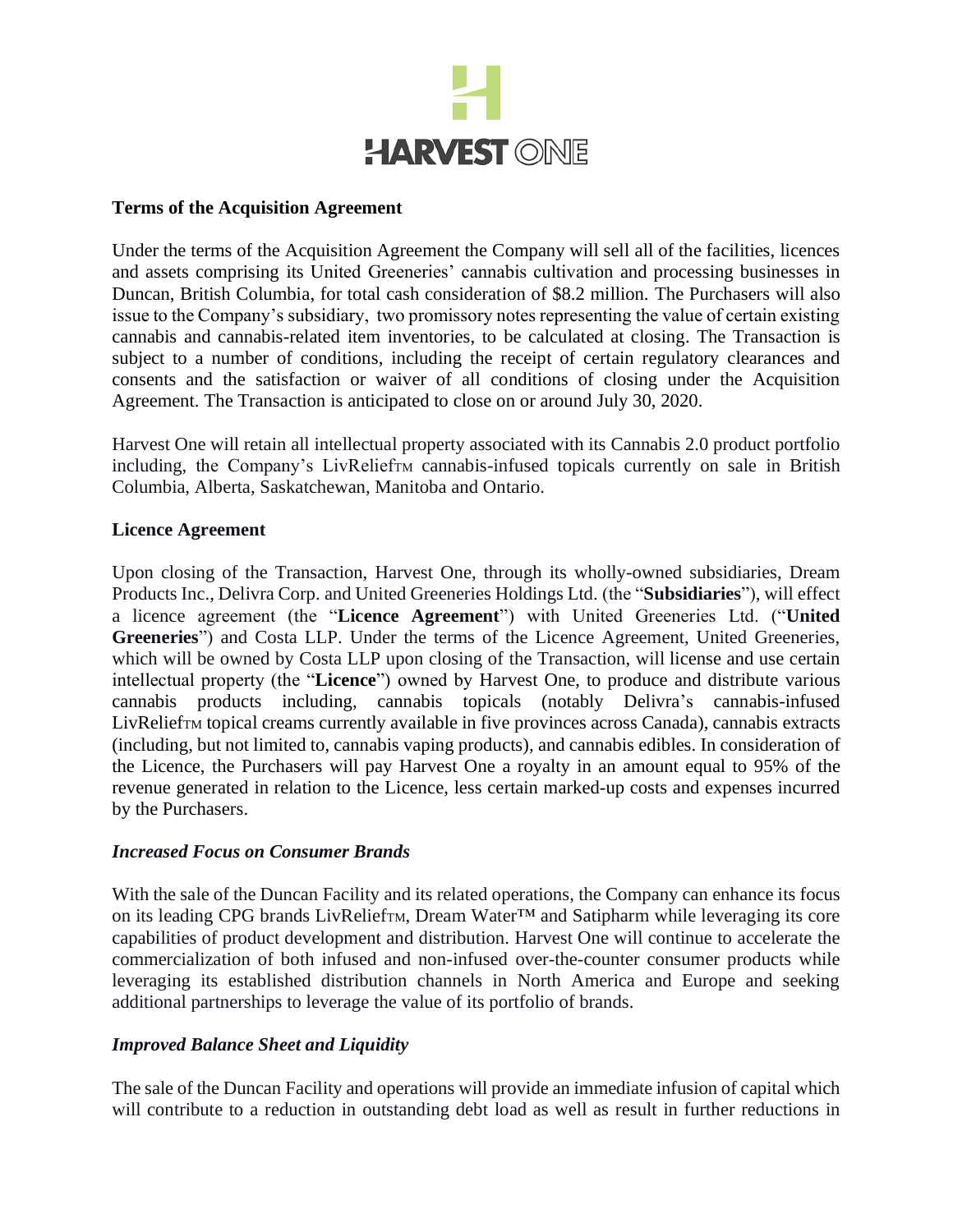**Terms of the Acquisition Agreement**

Under the terms of the Acquisition Agreement the Company will sell all of the facilities, licences and assets comprising its United Greeneries' cannabis cultivation and processing businesses in Duncan, British Columbia, for total cash consideration of $8.2 million. The Purchasers will also issue to the Company's subsidiary, two promissory notes representing the value of certain existing cannabis and cannabis-related item inventories, to be calculated at closing. The Transaction is subject to a number of conditions, including the receipt of certain regulatory clearances and consents and the satisfaction or waiver of all conditions of closing under the Acquisition Agreement. The Transaction is anticipated to close on or around July 30, 2020.

Harvest One will retain all intellectual property associated with its Cannabis 2.0 product portfolio including, the Company's LivRelief™ cannabis-infused topicals currently on sale in British Columbia, Alberta, Saskatchewan, Manitoba and Ontario.

**Licence Agreement**

Upon closing of the Transaction, Harvest One, through its wholly-owned subsidiaries, Dream Products Inc., Delivra Corp. and United Greeneries Holdings Ltd. (the "**Subsidiaries**"), will effect a licence agreement (the "**Licence Agreement**") with United Greeneries Ltd. ("**United Greeneries**") and Costa LLP. Under the terms of the Licence Agreement, United Greeneries, which will be owned by Costa LLP upon closing of the Transaction, will license and use certain intellectual property (the "**Licence**") owned by Harvest One, to produce and distribute various cannabis products including, cannabis topicals (notably Delivra's cannabis-infused LivRelief™ topical creams currently available in five provinces across Canada), cannabis extracts (including, but not limited to, cannabis vaping products), and cannabis edibles. In consideration of the Licence, the Purchasers will pay Harvest One a royalty in an amount equal to 95% of the revenue generated in relation to the Licence, less certain marked-up costs and expenses incurred by the Purchasers.

***Increased Focus on Consumer Brands***

With the sale of the Duncan Facility and its related operations, the Company can enhance its focus on its leading CPG brands LivRelief™, Dream Water™ and Satipharm while leveraging its core capabilities of product development and distribution. Harvest One will continue to accelerate the commercialization of both infused and non-infused over-the-counter consumer products while leveraging its established distribution channels in North America and Europe and seeking additional partnerships to leverage the value of its portfolio of brands.

***Improved Balance Sheet and Liquidity***

The sale of the Duncan Facility and operations will provide an immediate infusion of capital which will contribute to a reduction in outstanding debt load as well as result in further reductions in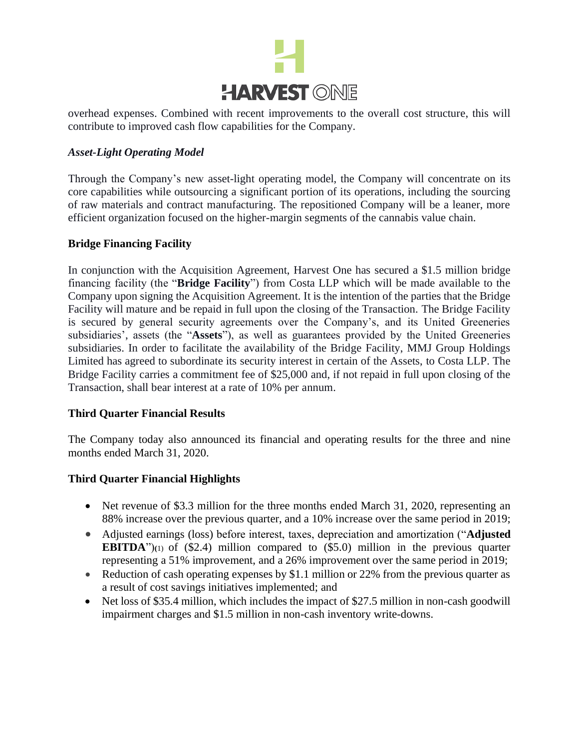overhead expenses. Combined with recent improvements to the overall cost structure, this will contribute to improved cash flow capabilities for the Company.

***Asset-Light Operating Model***

Through the Company's new asset-light operating model, the Company will concentrate on its core capabilities while outsourcing a significant portion of its operations, including the sourcing of raw materials and contract manufacturing. The repositioned Company will be a leaner, more efficient organization focused on the higher-margin segments of the cannabis value chain.

**Bridge Financing Facility**

In conjunction with the Acquisition Agreement, Harvest One has secured a $1.5 million bridge financing facility (the "**Bridge Facility**") from Costa LLP which will be made available to the Company upon signing the Acquisition Agreement. It is the intention of the parties that the Bridge Facility will mature and be repaid in full upon the closing of the Transaction. The Bridge Facility is secured by general security agreements over the Company's, and its United Greeneries subsidiaries', assets (the "**Assets**"), as well as guarantees provided by the United Greeneries subsidiaries. In order to facilitate the availability of the Bridge Facility, MMJ Group Holdings Limited has agreed to subordinate its security interest in certain of the Assets, to Costa LLP. The Bridge Facility carries a commitment fee of $25,000 and, if not repaid in full upon closing of the Transaction, shall bear interest at a rate of 10% per annum.

**Third Quarter Financial Results**

The Company today also announced its financial and operating results for the three and nine months ended March 31, 2020.

**Third Quarter Financial Highlights**

- Net revenue of $3.3 million for the three months ended March 31, 2020, representing an 88% increase over the previous quarter, and a 10% increase over the same period in 2019;
- Adjusted earnings (loss) before interest, taxes, depreciation and amortization ("**Adjusted EBITDA**")(1) of ($2.4) million compared to ($5.0) million in the previous quarter representing a 51% improvement, and a 26% improvement over the same period in 2019;
- Reduction of cash operating expenses by $1.1 million or 22% from the previous quarter as a result of cost savings initiatives implemented; and
- Net loss of $35.4 million, which includes the impact of $27.5 million in non-cash goodwill impairment charges and $1.5 million in non-cash inventory write-downs.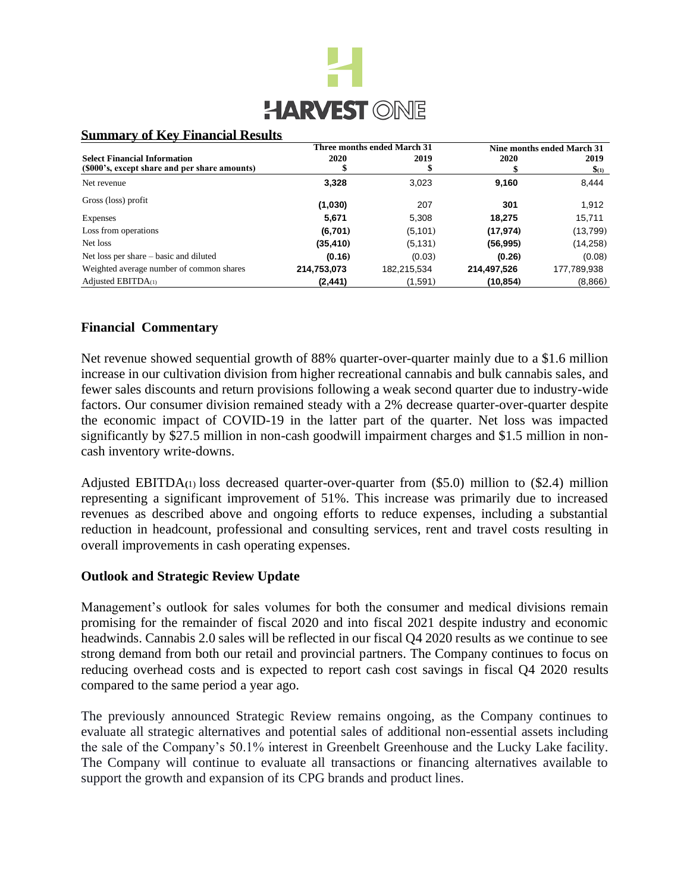## Summary of Key Financial Results

| Select Financial Information | Three months ended March 31 | | Nine months ended March 31 | |
|---|---|---|---|---|
| ($000's, except share and per share amounts) | 2020 $ | 2019 $ | 2020 $ | 2019 $(1) |
| Net revenue | **3,328** | 3,023 | **9,160** | 8,444 |
| Gross (loss) profit | **(1,030)** | 207 | **301** | 1,912 |
| Expenses | **5,671** | 5,308 | **18,275** | 15,711 |
| Loss from operations | **(6,701)** | (5,101) | **(17,974)** | (13,799) |
| Net loss | **(35,410)** | (5,131) | **(56,995)** | (14,258) |
| Net loss per share – basic and diluted | **(0.16)** | (0.03) | **(0.26)** | (0.08) |
| Weighted average number of common shares | **214,753,073** | 182,215,534 | **214,497,526** | 177,789,938 |
| Adjusted EBITDA(1) | **(2,441)** | (1,591) | **(10,854)** | (8,866) |

### Financial Commentary

Net revenue showed sequential growth of 88% quarter-over-quarter mainly due to a $1.6 million increase in our cultivation division from higher recreational cannabis and bulk cannabis sales, and fewer sales discounts and return provisions following a weak second quarter due to industry-wide factors. Our consumer division remained steady with a 2% decrease quarter-over-quarter despite the economic impact of COVID-19 in the latter part of the quarter. Net loss was impacted significantly by $27.5 million in non-cash goodwill impairment charges and $1.5 million in non-cash inventory write-downs.

Adjusted EBITDA(1) loss decreased quarter-over-quarter from ($5.0) million to ($2.4) million representing a significant improvement of 51%. This increase was primarily due to increased revenues as described above and ongoing efforts to reduce expenses, including a substantial reduction in headcount, professional and consulting services, rent and travel costs resulting in overall improvements in cash operating expenses.

### Outlook and Strategic Review Update

Management's outlook for sales volumes for both the consumer and medical divisions remain promising for the remainder of fiscal 2020 and into fiscal 2021 despite industry and economic headwinds. Cannabis 2.0 sales will be reflected in our fiscal Q4 2020 results as we continue to see strong demand from both our retail and provincial partners. The Company continues to focus on reducing overhead costs and is expected to report cash cost savings in fiscal Q4 2020 results compared to the same period a year ago.

The previously announced Strategic Review remains ongoing, as the Company continues to evaluate all strategic alternatives and potential sales of additional non-essential assets including the sale of the Company's 50.1% interest in Greenbelt Greenhouse and the Lucky Lake facility. The Company will continue to evaluate all transactions or financing alternatives available to support the growth and expansion of its CPG brands and product lines.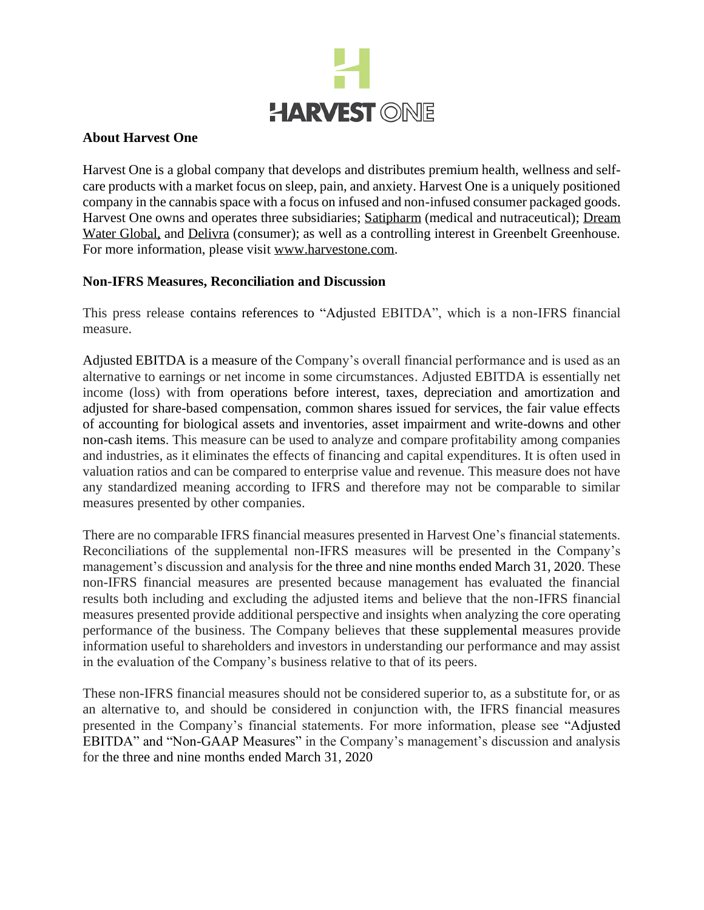## About Harvest One

Harvest One is a global company that develops and distributes premium health, wellness and self-care products with a market focus on sleep, pain, and anxiety. Harvest One is a uniquely positioned company in the cannabis space with a focus on infused and non-infused consumer packaged goods. Harvest One owns and operates three subsidiaries; Satipharm (medical and nutraceutical); Dream Water Global, and Delivra (consumer); as well as a controlling interest in Greenbelt Greenhouse. For more information, please visit www.harvestone.com.

## Non-IFRS Measures, Reconciliation and Discussion

This press release contains references to "Adjusted EBITDA", which is a non-IFRS financial measure.

Adjusted EBITDA is a measure of the Company's overall financial performance and is used as an alternative to earnings or net income in some circumstances. Adjusted EBITDA is essentially net income (loss) with from operations before interest, taxes, depreciation and amortization and adjusted for share-based compensation, common shares issued for services, the fair value effects of accounting for biological assets and inventories, asset impairment and write-downs and other non-cash items. This measure can be used to analyze and compare profitability among companies and industries, as it eliminates the effects of financing and capital expenditures. It is often used in valuation ratios and can be compared to enterprise value and revenue. This measure does not have any standardized meaning according to IFRS and therefore may not be comparable to similar measures presented by other companies.

There are no comparable IFRS financial measures presented in Harvest One's financial statements. Reconciliations of the supplemental non-IFRS measures will be presented in the Company's management's discussion and analysis for the three and nine months ended March 31, 2020. These non-IFRS financial measures are presented because management has evaluated the financial results both including and excluding the adjusted items and believe that the non-IFRS financial measures presented provide additional perspective and insights when analyzing the core operating performance of the business. The Company believes that these supplemental measures provide information useful to shareholders and investors in understanding our performance and may assist in the evaluation of the Company's business relative to that of its peers.

These non-IFRS financial measures should not be considered superior to, as a substitute for, or as an alternative to, and should be considered in conjunction with, the IFRS financial measures presented in the Company's financial statements. For more information, please see "Adjusted EBITDA" and "Non-GAAP Measures" in the Company's management's discussion and analysis for the three and nine months ended March 31, 2020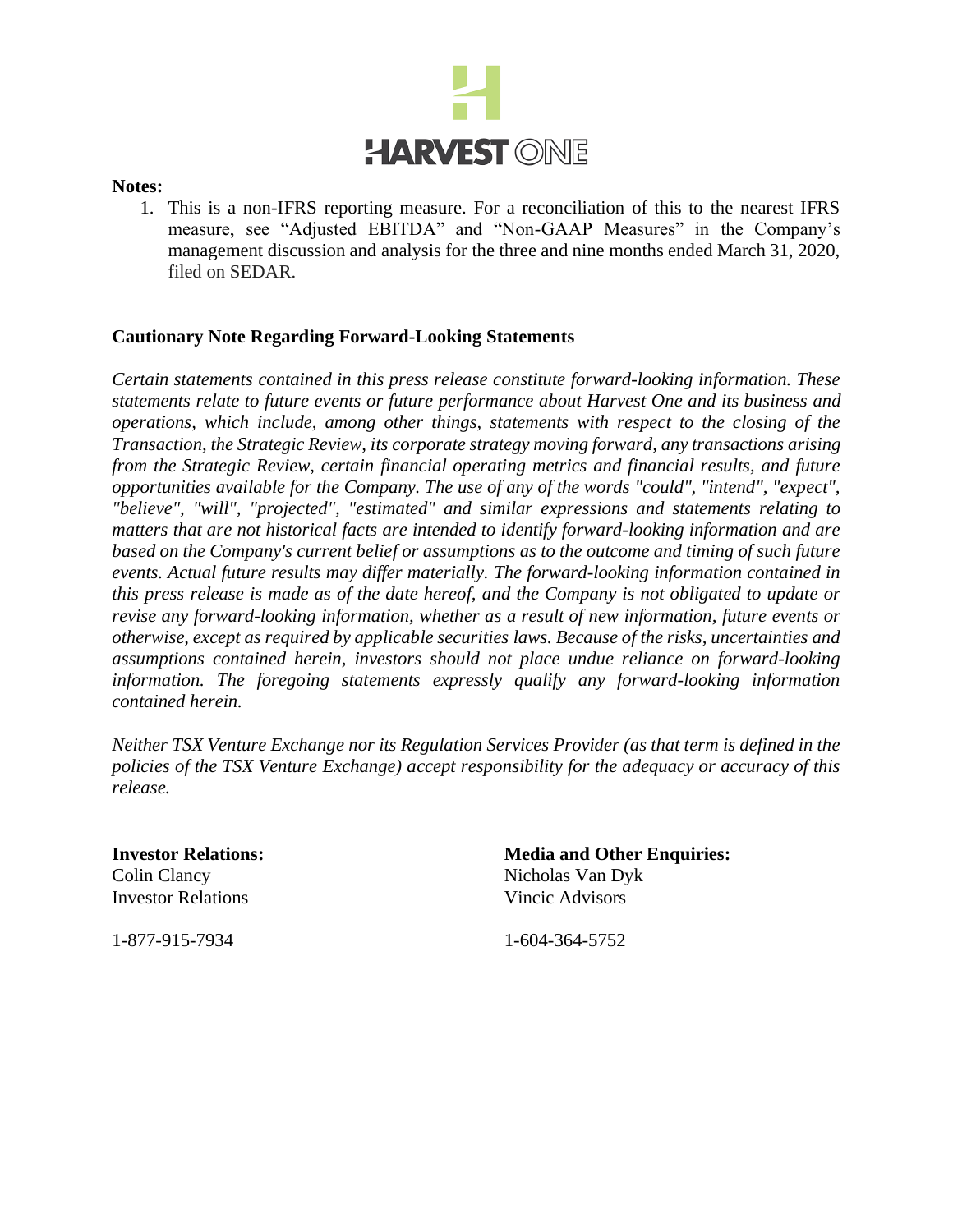**Notes:**

1. This is a non-IFRS reporting measure. For a reconciliation of this to the nearest IFRS measure, see "Adjusted EBITDA" and "Non-GAAP Measures" in the Company's management discussion and analysis for the three and nine months ended March 31, 2020, filed on SEDAR.

**Cautionary Note Regarding Forward-Looking Statements**

*Certain statements contained in this press release constitute forward-looking information. These statements relate to future events or future performance about Harvest One and its business and operations, which include, among other things, statements with respect to the closing of the Transaction, the Strategic Review, its corporate strategy moving forward, any transactions arising from the Strategic Review, certain financial operating metrics and financial results, and future opportunities available for the Company. The use of any of the words "could", "intend", "expect", "believe", "will", "projected", "estimated" and similar expressions and statements relating to matters that are not historical facts are intended to identify forward-looking information and are based on the Company's current belief or assumptions as to the outcome and timing of such future events. Actual future results may differ materially. The forward-looking information contained in this press release is made as of the date hereof, and the Company is not obligated to update or revise any forward-looking information, whether as a result of new information, future events or otherwise, except as required by applicable securities laws. Because of the risks, uncertainties and assumptions contained herein, investors should not place undue reliance on forward-looking information. The foregoing statements expressly qualify any forward-looking information contained herein.*

*Neither TSX Venture Exchange nor its Regulation Services Provider (as that term is defined in the policies of the TSX Venture Exchange) accept responsibility for the adequacy or accuracy of this release.*

**Investor Relations:**
Colin Clancy
Investor Relations

1-877-915-7934

**Media and Other Enquiries:**
Nicholas Van Dyk
Vincic Advisors

1-604-364-5752